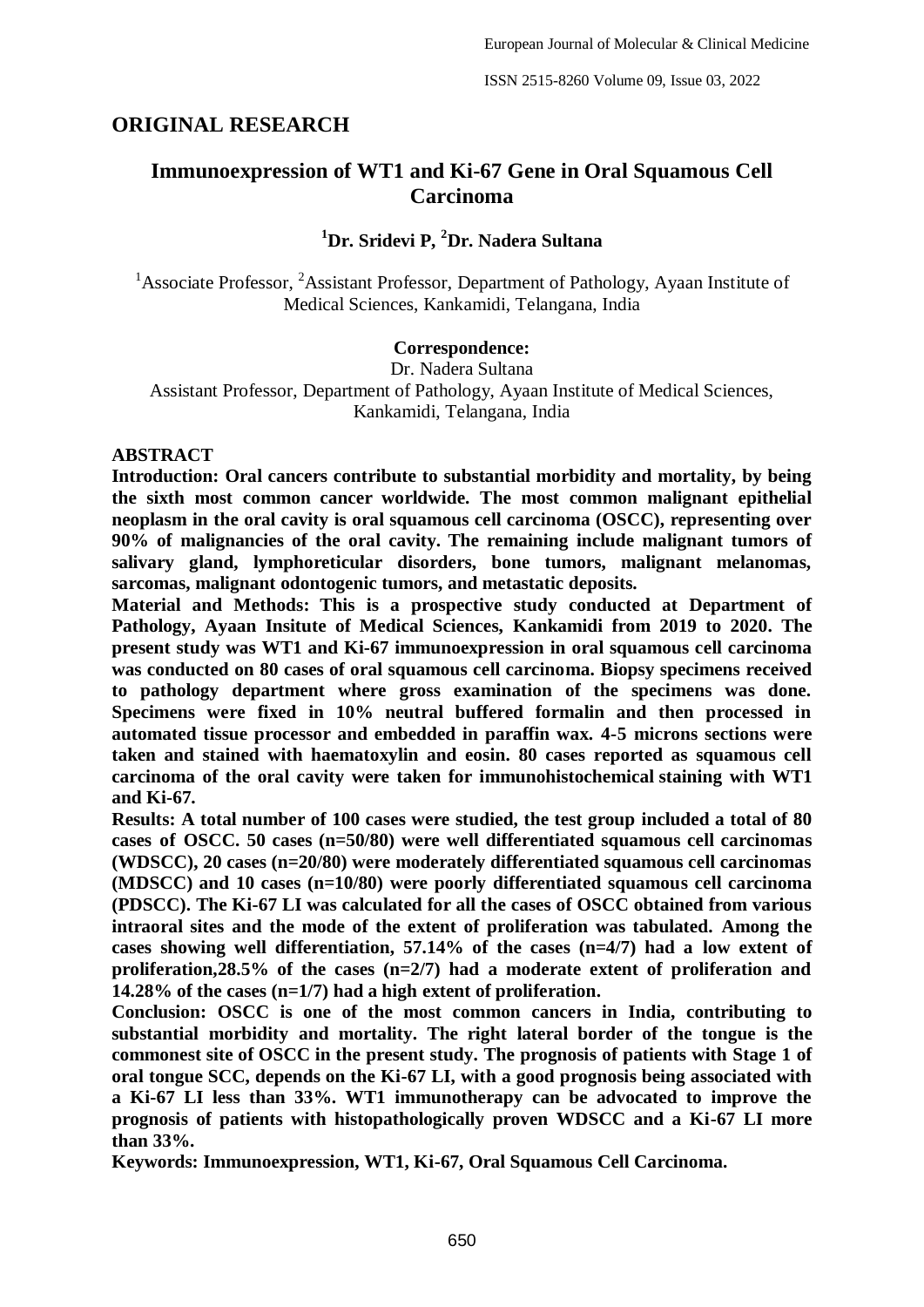## ORIGINAL RESEARCH

# Immunoexpression of WT1 and Ki-67 Gene in Oral Squamous Cell Carcinoma

**[1]Dr. Sridevi P, [2]Dr. Nadera Sultana**

[1]Associate Professor, [2]Assistant Professor, Department of Pathology, Ayaan Institute of Medical Sciences, Kankamidi, Telangana, India

**Correspondence:**

Dr. Nadera Sultana
Assistant Professor, Department of Pathology, Ayaan Institute of Medical Sciences, Kankamidi, Telangana, India

### ABSTRACT

**Introduction: Oral cancers contribute to substantial morbidity and mortality, by being the sixth most common cancer worldwide. The most common malignant epithelial neoplasm in the oral cavity is oral squamous cell carcinoma (OSCC), representing over 90% of malignancies of the oral cavity. The remaining include malignant tumors of salivary gland, lymphoreticular disorders, bone tumors, malignant melanomas, sarcomas, malignant odontogenic tumors, and metastatic deposits.**

**Material and Methods: This is a prospective study conducted at Department of Pathology, Ayaan Insitute of Medical Sciences, Kankamidi from 2019 to 2020. The present study was WT1 and Ki-67 immunoexpression in oral squamous cell carcinoma was conducted on 80 cases of oral squamous cell carcinoma. Biopsy specimens received to pathology department where gross examination of the specimens was done. Specimens were fixed in 10% neutral buffered formalin and then processed in automated tissue processor and embedded in paraffin wax. 4-5 microns sections were taken and stained with haematoxylin and eosin. 80 cases reported as squamous cell carcinoma of the oral cavity were taken for immunohistochemical staining with WT1 and Ki-67.**

**Results: A total number of 100 cases were studied, the test group included a total of 80 cases of OSCC. 50 cases (n=50/80) were well differentiated squamous cell carcinomas (WDSCC), 20 cases (n=20/80) were moderately differentiated squamous cell carcinomas (MDSCC) and 10 cases (n=10/80) were poorly differentiated squamous cell carcinoma (PDSCC). The Ki-67 LI was calculated for all the cases of OSCC obtained from various intraoral sites and the mode of the extent of proliferation was tabulated. Among the cases showing well differentiation, 57.14% of the cases (n=4/7) had a low extent of proliferation,28.5% of the cases (n=2/7) had a moderate extent of proliferation and 14.28% of the cases (n=1/7) had a high extent of proliferation.**

**Conclusion: OSCC is one of the most common cancers in India, contributing to substantial morbidity and mortality. The right lateral border of the tongue is the commonest site of OSCC in the present study. The prognosis of patients with Stage 1 of oral tongue SCC, depends on the Ki-67 LI, with a good prognosis being associated with a Ki-67 LI less than 33%. WT1 immunotherapy can be advocated to improve the prognosis of patients with histopathologically proven WDSCC and a Ki-67 LI more than 33%.**

**Keywords: Immunoexpression, WT1, Ki-67, Oral Squamous Cell Carcinoma.**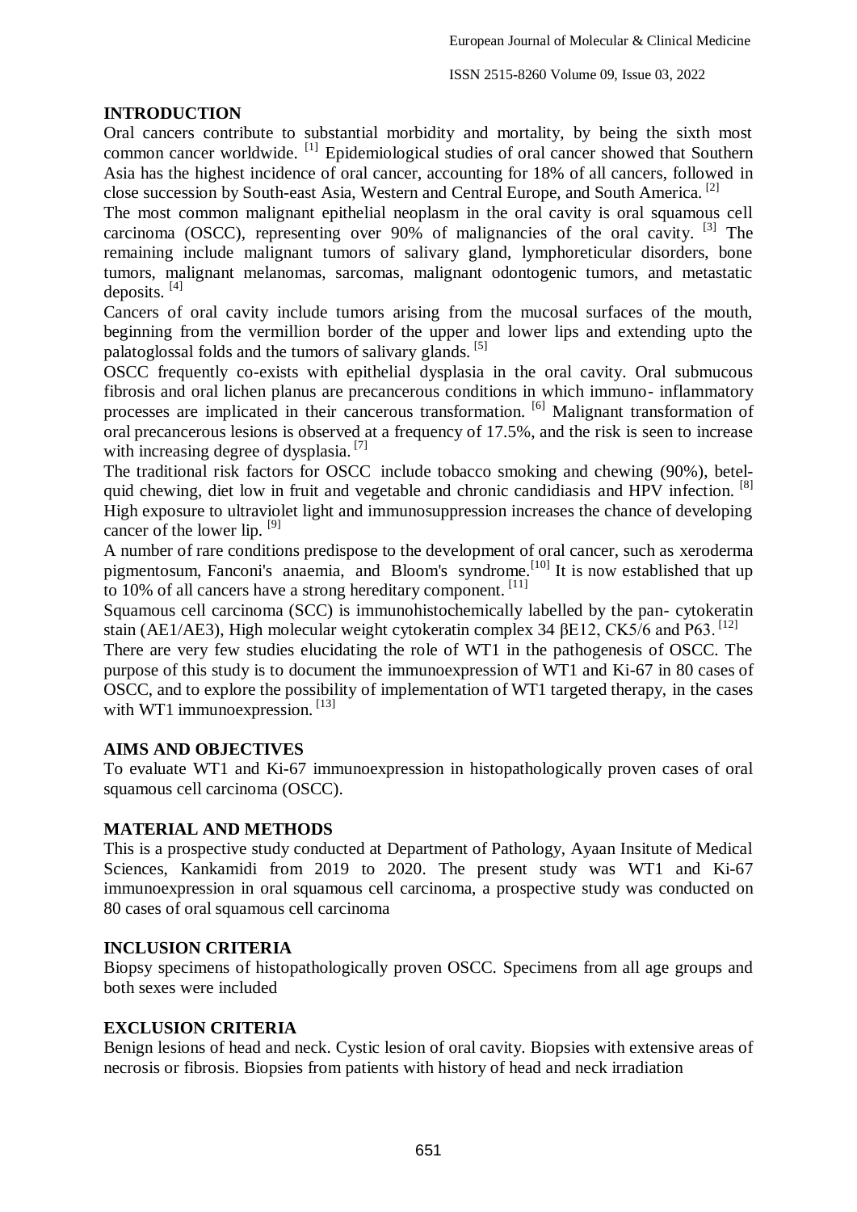## INTRODUCTION

Oral cancers contribute to substantial morbidity and mortality, by being the sixth most common cancer worldwide. [1] Epidemiological studies of oral cancer showed that Southern Asia has the highest incidence of oral cancer, accounting for 18% of all cancers, followed in close succession by South-east Asia, Western and Central Europe, and South America. [2]

The most common malignant epithelial neoplasm in the oral cavity is oral squamous cell carcinoma (OSCC), representing over 90% of malignancies of the oral cavity. [3] The remaining include malignant tumors of salivary gland, lymphoreticular disorders, bone tumors, malignant melanomas, sarcomas, malignant odontogenic tumors, and metastatic deposits. [4]

Cancers of oral cavity include tumors arising from the mucosal surfaces of the mouth, beginning from the vermillion border of the upper and lower lips and extending upto the palatoglossal folds and the tumors of salivary glands. [5]

OSCC frequently co-exists with epithelial dysplasia in the oral cavity. Oral submucous fibrosis and oral lichen planus are precancerous conditions in which immuno- inflammatory processes are implicated in their cancerous transformation. [6] Malignant transformation of oral precancerous lesions is observed at a frequency of 17.5%, and the risk is seen to increase with increasing degree of dysplasia. [7]

The traditional risk factors for OSCC include tobacco smoking and chewing (90%), betel-quid chewing, diet low in fruit and vegetable and chronic candidiasis and HPV infection. [8] High exposure to ultraviolet light and immunosuppression increases the chance of developing cancer of the lower lip. [9]

A number of rare conditions predispose to the development of oral cancer, such as xeroderma pigmentosum, Fanconi's anaemia, and Bloom's syndrome.[10] It is now established that up to 10% of all cancers have a strong hereditary component. [11]

Squamous cell carcinoma (SCC) is immunohistochemically labelled by the pan- cytokeratin stain (AE1/AE3), High molecular weight cytokeratin complex 34 βE12, CK5/6 and P63. [12]

There are very few studies elucidating the role of WT1 in the pathogenesis of OSCC. The purpose of this study is to document the immunoexpression of WT1 and Ki-67 in 80 cases of OSCC, and to explore the possibility of implementation of WT1 targeted therapy, in the cases with WT1 immunoexpression. [13]

## AIMS AND OBJECTIVES

To evaluate WT1 and Ki-67 immunoexpression in histopathologically proven cases of oral squamous cell carcinoma (OSCC).

## MATERIAL AND METHODS

This is a prospective study conducted at Department of Pathology, Ayaan Insitute of Medical Sciences, Kankamidi from 2019 to 2020. The present study was WT1 and Ki-67 immunoexpression in oral squamous cell carcinoma, a prospective study was conducted on 80 cases of oral squamous cell carcinoma

## INCLUSION CRITERIA

Biopsy specimens of histopathologically proven OSCC. Specimens from all age groups and both sexes were included

## EXCLUSION CRITERIA

Benign lesions of head and neck. Cystic lesion of oral cavity. Biopsies with extensive areas of necrosis or fibrosis. Biopsies from patients with history of head and neck irradiation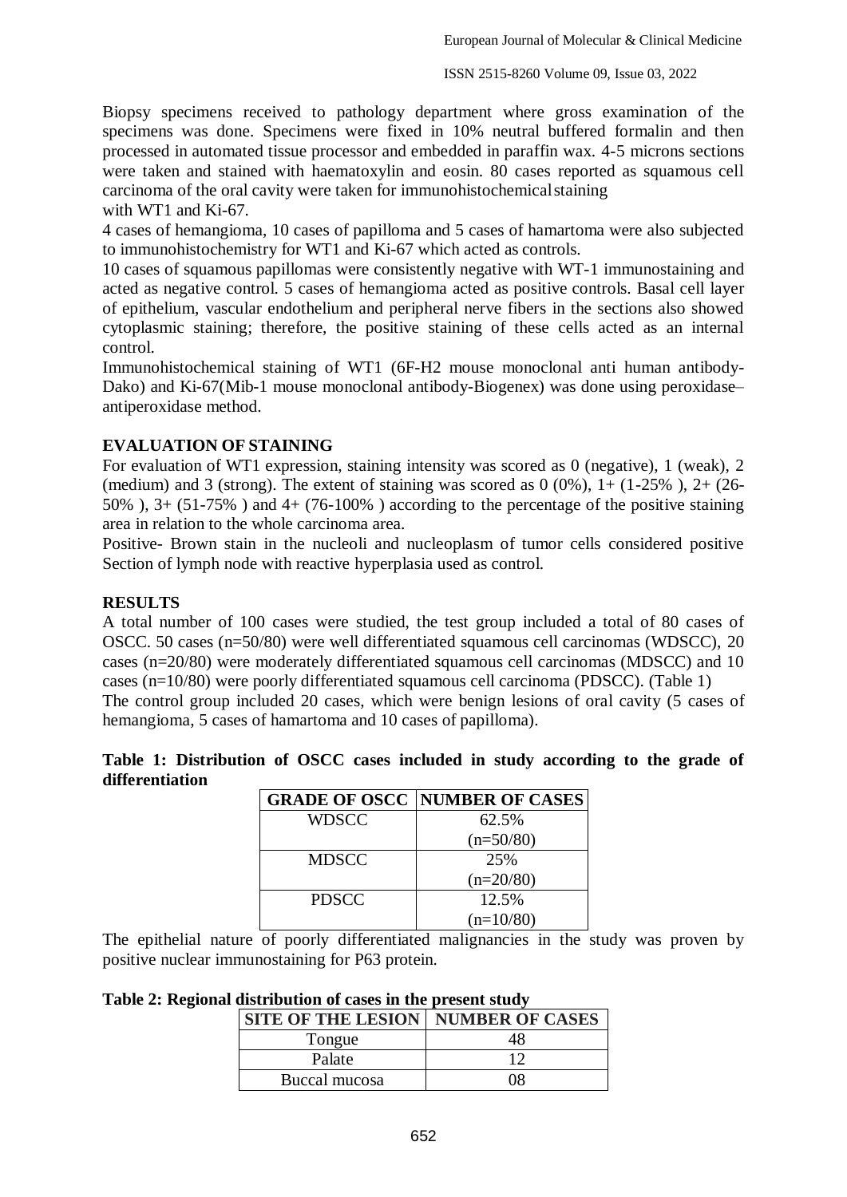Biopsy specimens received to pathology department where gross examination of the specimens was done. Specimens were fixed in 10% neutral buffered formalin and then processed in automated tissue processor and embedded in paraffin wax. 4-5 microns sections were taken and stained with haematoxylin and eosin. 80 cases reported as squamous cell carcinoma of the oral cavity were taken for immunohistochemical staining with WT1 and Ki-67.

4 cases of hemangioma, 10 cases of papilloma and 5 cases of hamartoma were also subjected to immunohistochemistry for WT1 and Ki-67 which acted as controls.

10 cases of squamous papillomas were consistently negative with WT-1 immunostaining and acted as negative control. 5 cases of hemangioma acted as positive controls. Basal cell layer of epithelium, vascular endothelium and peripheral nerve fibers in the sections also showed cytoplasmic staining; therefore, the positive staining of these cells acted as an internal control.

Immunohistochemical staining of WT1 (6F-H2 mouse monoclonal anti human antibody-Dako) and Ki-67(Mib-1 mouse monoclonal antibody-Biogenex) was done using peroxidase–antiperoxidase method.

## EVALUATION OF STAINING

For evaluation of WT1 expression, staining intensity was scored as 0 (negative), 1 (weak), 2 (medium) and 3 (strong). The extent of staining was scored as 0 (0%), 1+ (1-25% ), 2+ (26-50% ), 3+ (51-75% ) and 4+ (76-100% ) according to the percentage of the positive staining area in relation to the whole carcinoma area.

Positive- Brown stain in the nucleoli and nucleoplasm of tumor cells considered positive Section of lymph node with reactive hyperplasia used as control.

## RESULTS

A total number of 100 cases were studied, the test group included a total of 80 cases of OSCC. 50 cases (n=50/80) were well differentiated squamous cell carcinomas (WDSCC), 20 cases (n=20/80) were moderately differentiated squamous cell carcinomas (MDSCC) and 10 cases (n=10/80) were poorly differentiated squamous cell carcinoma (PDSCC). (Table 1)

The control group included 20 cases, which were benign lesions of oral cavity (5 cases of hemangioma, 5 cases of hamartoma and 10 cases of papilloma).

**Table 1: Distribution of OSCC cases included in study according to the grade of differentiation**

| GRADE OF OSCC | NUMBER OF CASES |
|---|---|
| WDSCC | 62.5% (n=50/80) |
| MDSCC | 25% (n=20/80) |
| PDSCC | 12.5% (n=10/80) |

The epithelial nature of poorly differentiated malignancies in the study was proven by positive nuclear immunostaining for P63 protein.

**Table 2: Regional distribution of cases in the present study**

| SITE OF THE LESION | NUMBER OF CASES |
|---|---|
| Tongue | 48 |
| Palate | 12 |
| Buccal mucosa | 08 |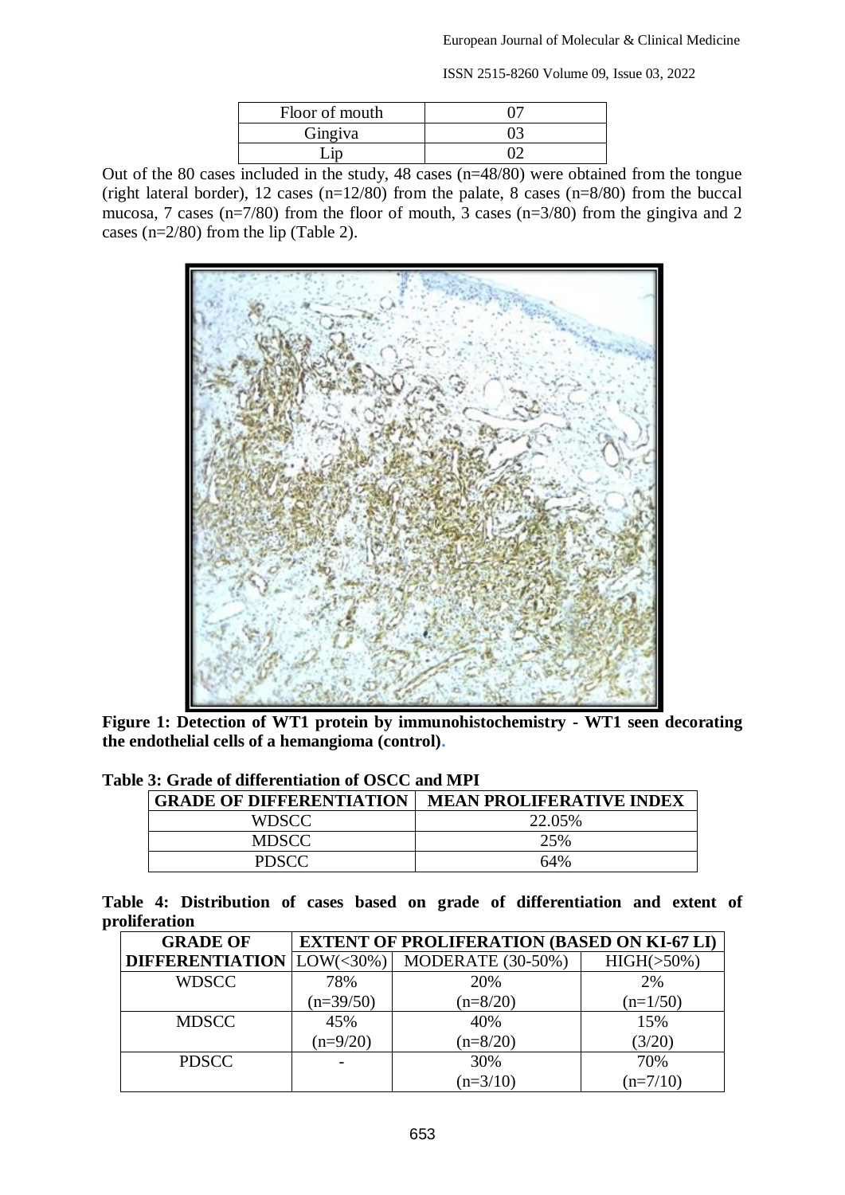| Floor of mouth | 07 |
|---|---|
| Gingiva | 03 |
| Lip | 02 |

Out of the 80 cases included in the study, 48 cases (n=48/80) were obtained from the tongue (right lateral border), 12 cases (n=12/80) from the palate, 8 cases (n=8/80) from the buccal mucosa, 7 cases (n=7/80) from the floor of mouth, 3 cases (n=3/80) from the gingiva and 2 cases (n=2/80) from the lip (Table 2).

**Figure 1: Detection of WT1 protein by immunohistochemistry - WT1 seen decorating the endothelial cells of a hemangioma (control).**

**Table 3: Grade of differentiation of OSCC and MPI**

| GRADE OF DIFFERENTIATION | MEAN PROLIFERATIVE INDEX |
|---|---|
| WDSCC | 22.05% |
| MDSCC | 25% |
| PDSCC | 64% |

**Table 4: Distribution of cases based on grade of differentiation and extent of proliferation**

| GRADE OF DIFFERENTIATION | EXTENT OF PROLIFERATION (BASED ON KI-67 LI) | | |
|---|---|---|---|
| | LOW(<30%) | MODERATE (30-50%) | HIGH(>50%) |
| WDSCC | 78% (n=39/50) | 20% (n=8/20) | 2% (n=1/50) |
| MDSCC | 45% (n=9/20) | 40% (n=8/20) | 15% (3/20) |
| PDSCC | - | 30% (n=3/10) | 70% (n=7/10) |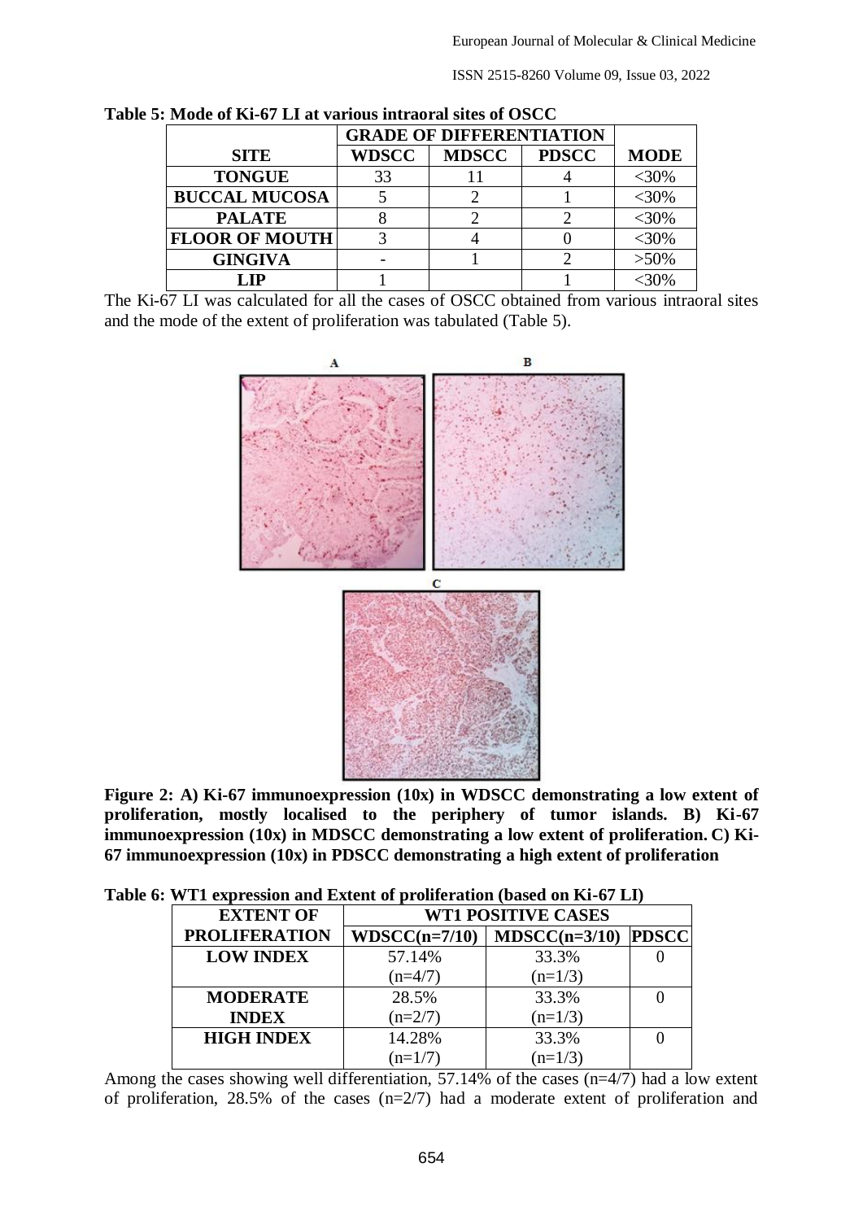**Table 5: Mode of Ki-67 LI at various intraoral sites of OSCC**

| | GRADE OF DIFFERENTIATION | | | |
|---|---|---|---|---|
| **SITE** | **WDSCC** | **MDSCC** | **PDSCC** | **MODE** |
| **TONGUE** | 33 | 11 | 4 | <30% |
| **BUCCAL MUCOSA** | 5 | 2 | 1 | <30% |
| **PALATE** | 8 | 2 | 2 | <30% |
| **FLOOR OF MOUTH** | 3 | 4 | 0 | <30% |
| **GINGIVA** | - | 1 | 2 | >50% |
| **LIP** | 1 | | 1 | <30% |

The Ki-67 LI was calculated for all the cases of OSCC obtained from various intraoral sites and the mode of the extent of proliferation was tabulated (Table 5).

**Figure 2: A) Ki-67 immunoexpression (10x) in WDSCC demonstrating a low extent of proliferation, mostly localised to the periphery of tumor islands. B) Ki-67 immunoexpression (10x) in MDSCC demonstrating a low extent of proliferation. C) Ki-67 immunoexpression (10x) in PDSCC demonstrating a high extent of proliferation**

**Table 6: WT1 expression and Extent of proliferation (based on Ki-67 LI)**

| EXTENT OF PROLIFERATION | WT1 POSITIVE CASES | | |
|---|---|---|---|
| | **WDSCC(n=7/10)** | **MDSCC(n=3/10)** | **PDSCC** |
| **LOW INDEX** | 57.14% (n=4/7) | 33.3% (n=1/3) | 0 |
| **MODERATE INDEX** | 28.5% (n=2/7) | 33.3% (n=1/3) | 0 |
| **HIGH INDEX** | 14.28% (n=1/7) | 33.3% (n=1/3) | 0 |

Among the cases showing well differentiation, 57.14% of the cases (n=4/7) had a low extent of proliferation, 28.5% of the cases (n=2/7) had a moderate extent of proliferation and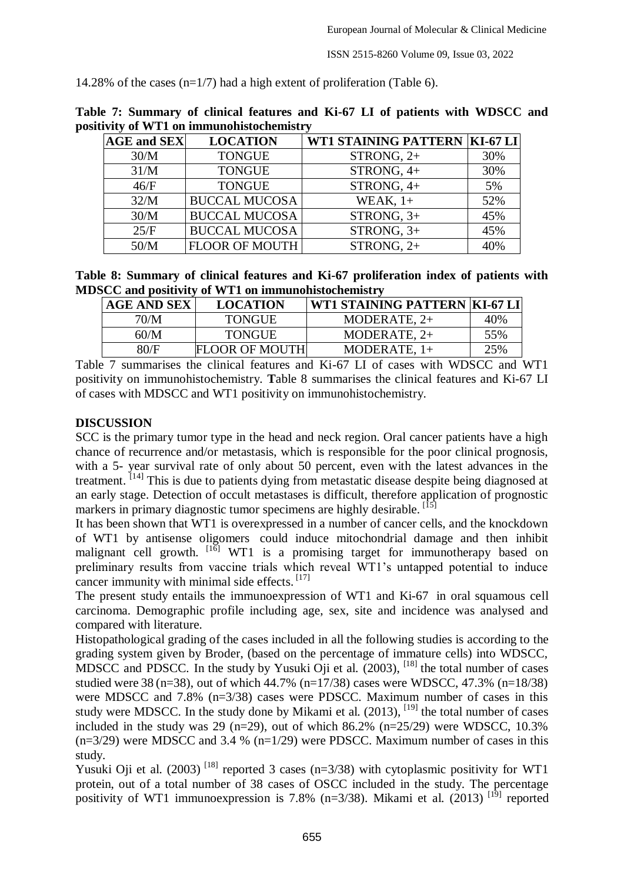14.28% of the cases (n=1/7) had a high extent of proliferation (Table 6).

**Table 7: Summary of clinical features and Ki-67 LI of patients with WDSCC and positivity of WT1 on immunohistochemistry**

| AGE and SEX | LOCATION | WT1 STAINING PATTERN | KI-67 LI |
|---|---|---|---|
| 30/M | TONGUE | STRONG, 2+ | 30% |
| 31/M | TONGUE | STRONG, 4+ | 30% |
| 46/F | TONGUE | STRONG, 4+ | 5% |
| 32/M | BUCCAL MUCOSA | WEAK, 1+ | 52% |
| 30/M | BUCCAL MUCOSA | STRONG, 3+ | 45% |
| 25/F | BUCCAL MUCOSA | STRONG, 3+ | 45% |
| 50/M | FLOOR OF MOUTH | STRONG, 2+ | 40% |

**Table 8: Summary of clinical features and Ki-67 proliferation index of patients with MDSCC and positivity of WT1 on immunohistochemistry**

| AGE AND SEX | LOCATION | WT1 STAINING PATTERN | KI-67 LI |
|---|---|---|---|
| 70/M | TONGUE | MODERATE, 2+ | 40% |
| 60/M | TONGUE | MODERATE, 2+ | 55% |
| 80/F | FLOOR OF MOUTH | MODERATE, 1+ | 25% |

Table 7 summarises the clinical features and Ki-67 LI of cases with WDSCC and WT1 positivity on immunohistochemistry. **T**able 8 summarises the clinical features and Ki-67 LI of cases with MDSCC and WT1 positivity on immunohistochemistry.

## DISCUSSION

SCC is the primary tumor type in the head and neck region. Oral cancer patients have a high chance of recurrence and/or metastasis, which is responsible for the poor clinical prognosis, with a 5- year survival rate of only about 50 percent, even with the latest advances in the treatment. [14] This is due to patients dying from metastatic disease despite being diagnosed at an early stage. Detection of occult metastases is difficult, therefore application of prognostic markers in primary diagnostic tumor specimens are highly desirable. [15]

It has been shown that WT1 is overexpressed in a number of cancer cells, and the knockdown of WT1 by antisense oligomers could induce mitochondrial damage and then inhibit malignant cell growth. [16] WT1 is a promising target for immunotherapy based on preliminary results from vaccine trials which reveal WT1's untapped potential to induce cancer immunity with minimal side effects. [17]

The present study entails the immunoexpression of WT1 and Ki-67 in oral squamous cell carcinoma. Demographic profile including age, sex, site and incidence was analysed and compared with literature.

Histopathological grading of the cases included in all the following studies is according to the grading system given by Broder, (based on the percentage of immature cells) into WDSCC, MDSCC and PDSCC. In the study by Yusuki Oji et al. (2003), [18] the total number of cases studied were 38 (n=38), out of which 44.7% (n=17/38) cases were WDSCC, 47.3% (n=18/38) were MDSCC and 7.8% (n=3/38) cases were PDSCC. Maximum number of cases in this study were MDSCC. In the study done by Mikami et al. (2013), [19] the total number of cases included in the study was 29 (n=29), out of which 86.2% (n=25/29) were WDSCC, 10.3% (n=3/29) were MDSCC and 3.4 % (n=1/29) were PDSCC. Maximum number of cases in this study.

Yusuki Oji et al. (2003) [18] reported 3 cases (n=3/38) with cytoplasmic positivity for WT1 protein, out of a total number of 38 cases of OSCC included in the study. The percentage positivity of WT1 immunoexpression is 7.8% (n=3/38). Mikami et al. (2013) [19] reported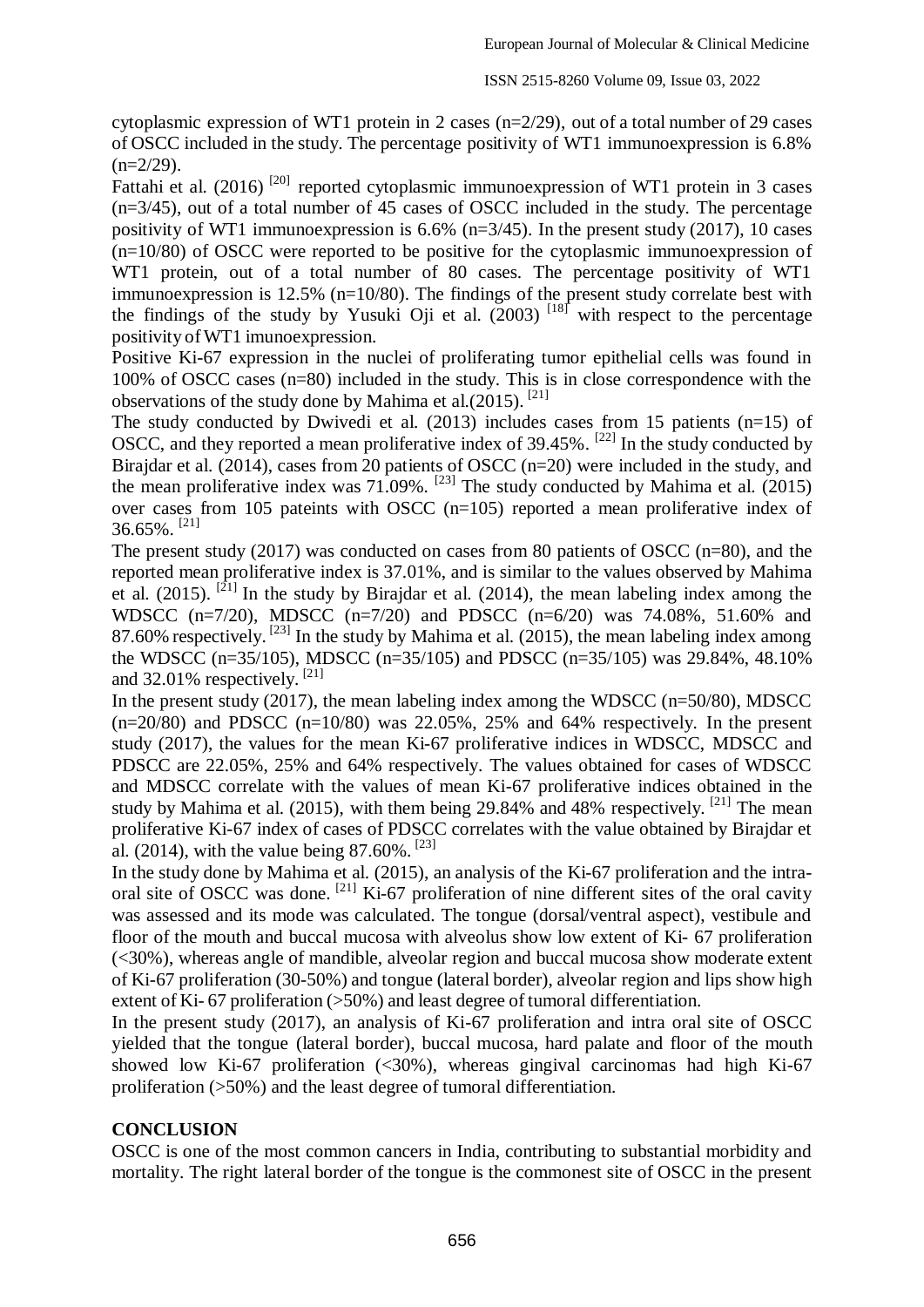cytoplasmic expression of WT1 protein in 2 cases (n=2/29), out of a total number of 29 cases of OSCC included in the study. The percentage positivity of WT1 immunoexpression is 6.8% (n=2/29).

Fattahi et al. (2016) [20] reported cytoplasmic immunoexpression of WT1 protein in 3 cases (n=3/45), out of a total number of 45 cases of OSCC included in the study. The percentage positivity of WT1 immunoexpression is 6.6% (n=3/45). In the present study (2017), 10 cases (n=10/80) of OSCC were reported to be positive for the cytoplasmic immunoexpression of WT1 protein, out of a total number of 80 cases. The percentage positivity of WT1 immunoexpression is 12.5% (n=10/80). The findings of the present study correlate best with the findings of the study by Yusuki Oji et al. (2003) [18] with respect to the percentage positivity of WT1 imunoexpression.

Positive Ki-67 expression in the nuclei of proliferating tumor epithelial cells was found in 100% of OSCC cases (n=80) included in the study. This is in close correspondence with the observations of the study done by Mahima et al.(2015). [21]

The study conducted by Dwivedi et al. (2013) includes cases from 15 patients (n=15) of OSCC, and they reported a mean proliferative index of 39.45%. [22] In the study conducted by Birajdar et al. (2014), cases from 20 patients of OSCC (n=20) were included in the study, and the mean proliferative index was 71.09%. [23] The study conducted by Mahima et al. (2015) over cases from 105 pateints with OSCC (n=105) reported a mean proliferative index of 36.65%. [21]

The present study (2017) was conducted on cases from 80 patients of OSCC (n=80), and the reported mean proliferative index is 37.01%, and is similar to the values observed by Mahima et al. (2015). [21] In the study by Birajdar et al. (2014), the mean labeling index among the WDSCC (n=7/20), MDSCC (n=7/20) and PDSCC (n=6/20) was 74.08%, 51.60% and 87.60% respectively. [23] In the study by Mahima et al. (2015), the mean labeling index among the WDSCC (n=35/105), MDSCC (n=35/105) and PDSCC (n=35/105) was 29.84%, 48.10% and 32.01% respectively. [21]

In the present study (2017), the mean labeling index among the WDSCC (n=50/80), MDSCC (n=20/80) and PDSCC (n=10/80) was 22.05%, 25% and 64% respectively. In the present study (2017), the values for the mean Ki-67 proliferative indices in WDSCC, MDSCC and PDSCC are 22.05%, 25% and 64% respectively. The values obtained for cases of WDSCC and MDSCC correlate with the values of mean Ki-67 proliferative indices obtained in the study by Mahima et al. (2015), with them being 29.84% and 48% respectively. [21] The mean proliferative Ki-67 index of cases of PDSCC correlates with the value obtained by Birajdar et al. (2014), with the value being 87.60%. [23]

In the study done by Mahima et al. (2015), an analysis of the Ki-67 proliferation and the intra-oral site of OSCC was done. [21] Ki-67 proliferation of nine different sites of the oral cavity was assessed and its mode was calculated. The tongue (dorsal/ventral aspect), vestibule and floor of the mouth and buccal mucosa with alveolus show low extent of Ki- 67 proliferation (<30%), whereas angle of mandible, alveolar region and buccal mucosa show moderate extent of Ki-67 proliferation (30-50%) and tongue (lateral border), alveolar region and lips show high extent of Ki- 67 proliferation (>50%) and least degree of tumoral differentiation.

In the present study (2017), an analysis of Ki-67 proliferation and intra oral site of OSCC yielded that the tongue (lateral border), buccal mucosa, hard palate and floor of the mouth showed low Ki-67 proliferation (<30%), whereas gingival carcinomas had high Ki-67 proliferation (>50%) and the least degree of tumoral differentiation.

## CONCLUSION

OSCC is one of the most common cancers in India, contributing to substantial morbidity and mortality. The right lateral border of the tongue is the commonest site of OSCC in the present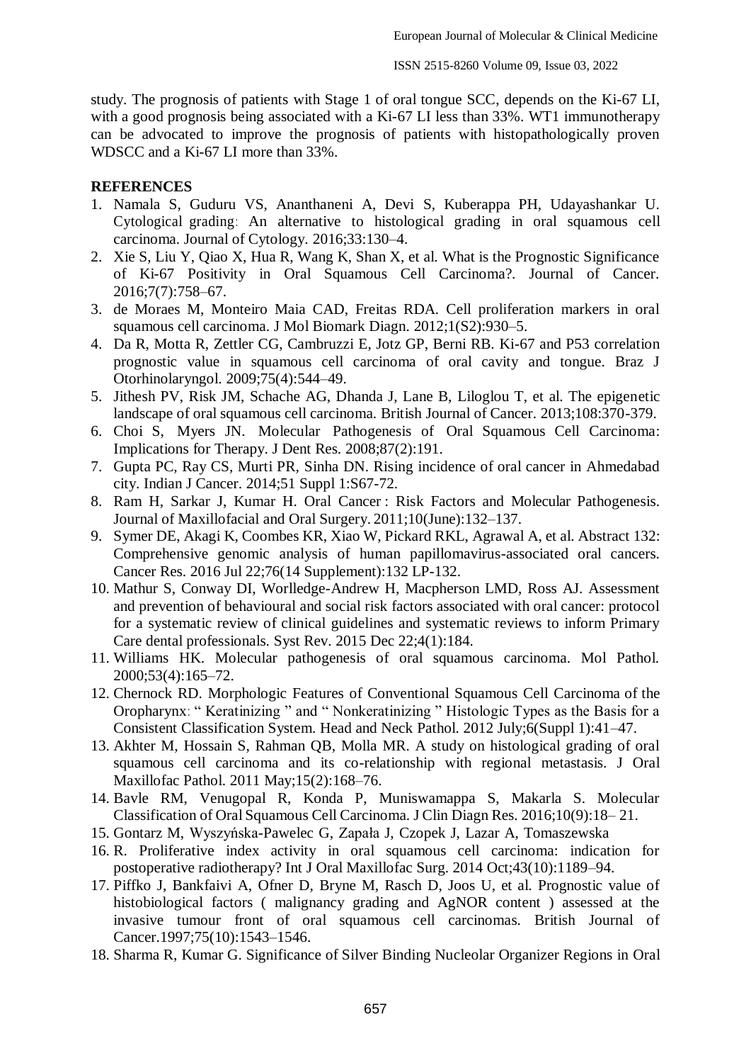study. The prognosis of patients with Stage 1 of oral tongue SCC, depends on the Ki-67 LI, with a good prognosis being associated with a Ki-67 LI less than 33%. WT1 immunotherapy can be advocated to improve the prognosis of patients with histopathologically proven WDSCC and a Ki-67 LI more than 33%.

## REFERENCES

1. Namala S, Guduru VS, Ananthaneni A, Devi S, Kuberappa PH, Udayashankar U. Cytological grading: An alternative to histological grading in oral squamous cell carcinoma. Journal of Cytology. 2016;33:130–4.
2. Xie S, Liu Y, Qiao X, Hua R, Wang K, Shan X, et al. What is the Prognostic Significance of Ki-67 Positivity in Oral Squamous Cell Carcinoma?. Journal of Cancer. 2016;7(7):758–67.
3. de Moraes M, Monteiro Maia CAD, Freitas RDA. Cell proliferation markers in oral squamous cell carcinoma. J Mol Biomark Diagn. 2012;1(S2):930–5.
4. Da R, Motta R, Zettler CG, Cambruzzi E, Jotz GP, Berni RB. Ki-67 and P53 correlation prognostic value in squamous cell carcinoma of oral cavity and tongue. Braz J Otorhinolaryngol. 2009;75(4):544–49.
5. Jithesh PV, Risk JM, Schache AG, Dhanda J, Lane B, Liloglou T, et al. The epigenetic landscape of oral squamous cell carcinoma. British Journal of Cancer. 2013;108:370-379.
6. Choi S, Myers JN. Molecular Pathogenesis of Oral Squamous Cell Carcinoma: Implications for Therapy. J Dent Res. 2008;87(2):191.
7. Gupta PC, Ray CS, Murti PR, Sinha DN. Rising incidence of oral cancer in Ahmedabad city. Indian J Cancer. 2014;51 Suppl 1:S67-72.
8. Ram H, Sarkar J, Kumar H. Oral Cancer : Risk Factors and Molecular Pathogenesis. Journal of Maxillofacial and Oral Surgery. 2011;10(June):132–137.
9. Symer DE, Akagi K, Coombes KR, Xiao W, Pickard RKL, Agrawal A, et al. Abstract 132: Comprehensive genomic analysis of human papillomavirus-associated oral cancers. Cancer Res. 2016 Jul 22;76(14 Supplement):132 LP-132.
10. Mathur S, Conway DI, Worlledge-Andrew H, Macpherson LMD, Ross AJ. Assessment and prevention of behavioural and social risk factors associated with oral cancer: protocol for a systematic review of clinical guidelines and systematic reviews to inform Primary Care dental professionals. Syst Rev. 2015 Dec 22;4(1):184.
11. Williams HK. Molecular pathogenesis of oral squamous carcinoma. Mol Pathol. 2000;53(4):165–72.
12. Chernock RD. Morphologic Features of Conventional Squamous Cell Carcinoma of the Oropharynx: " Keratinizing " and " Nonkeratinizing " Histologic Types as the Basis for a Consistent Classification System. Head and Neck Pathol. 2012 July;6(Suppl 1):41–47.
13. Akhter M, Hossain S, Rahman QB, Molla MR. A study on histological grading of oral squamous cell carcinoma and its co-relationship with regional metastasis. J Oral Maxillofac Pathol. 2011 May;15(2):168–76.
14. Bavle RM, Venugopal R, Konda P, Muniswamappa S, Makarla S. Molecular Classification of Oral Squamous Cell Carcinoma. J Clin Diagn Res. 2016;10(9):18– 21.
15. Gontarz M, Wyszyńska-Pawelec G, Zapała J, Czopek J, Lazar A, Tomaszewska
16. R. Proliferative index activity in oral squamous cell carcinoma: indication for postoperative radiotherapy? Int J Oral Maxillofac Surg. 2014 Oct;43(10):1189–94.
17. Piffko J, Bankfaivi A, Ofner D, Bryne M, Rasch D, Joos U, et al. Prognostic value of histobiological factors ( malignancy grading and AgNOR content ) assessed at the invasive tumour front of oral squamous cell carcinomas. British Journal of Cancer.1997;75(10):1543–1546.
18. Sharma R, Kumar G. Significance of Silver Binding Nucleolar Organizer Regions in Oral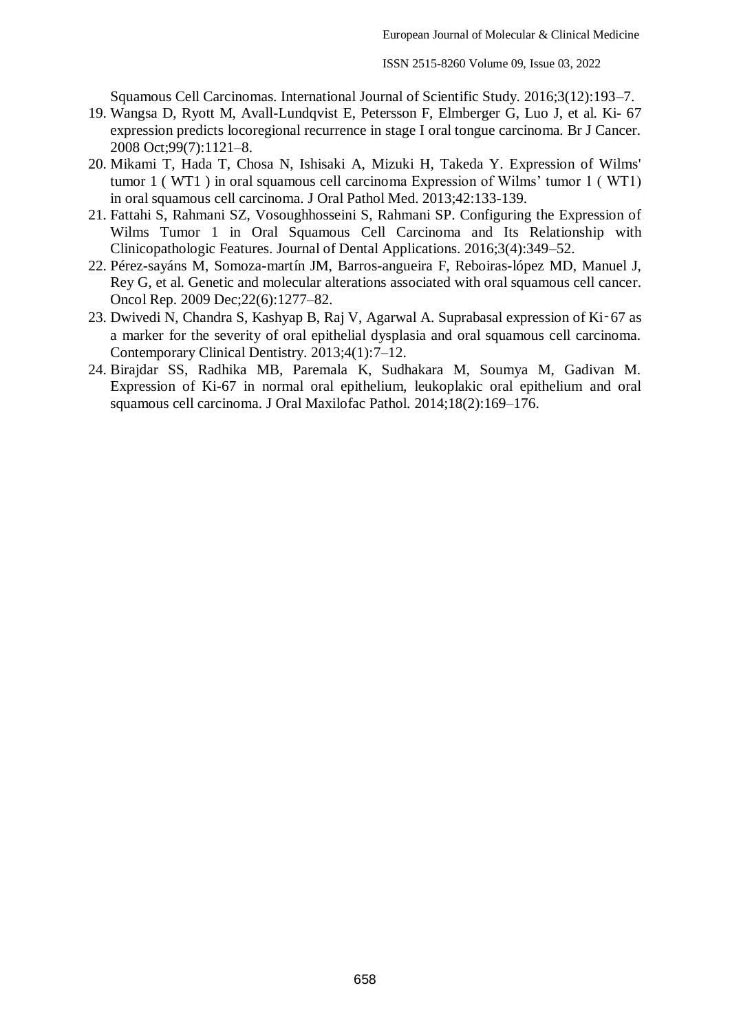Squamous Cell Carcinomas. International Journal of Scientific Study. 2016;3(12):193–7.

19. Wangsa D, Ryott M, Avall-Lundqvist E, Petersson F, Elmberger G, Luo J, et al. Ki- 67 expression predicts locoregional recurrence in stage I oral tongue carcinoma. Br J Cancer. 2008 Oct;99(7):1121–8.
20. Mikami T, Hada T, Chosa N, Ishisaki A, Mizuki H, Takeda Y. Expression of Wilms' tumor 1 ( WT1 ) in oral squamous cell carcinoma Expression of Wilms' tumor 1 ( WT1) in oral squamous cell carcinoma. J Oral Pathol Med. 2013;42:133-139.
21. Fattahi S, Rahmani SZ, Vosoughhosseini S, Rahmani SP. Configuring the Expression of Wilms Tumor 1 in Oral Squamous Cell Carcinoma and Its Relationship with Clinicopathologic Features. Journal of Dental Applications. 2016;3(4):349–52.
22. Pérez-sayáns M, Somoza-martín JM, Barros-angueira F, Reboiras-lópez MD, Manuel J, Rey G, et al. Genetic and molecular alterations associated with oral squamous cell cancer. Oncol Rep. 2009 Dec;22(6):1277–82.
23. Dwivedi N, Chandra S, Kashyap B, Raj V, Agarwal A. Suprabasal expression of Ki‑67 as a marker for the severity of oral epithelial dysplasia and oral squamous cell carcinoma. Contemporary Clinical Dentistry. 2013;4(1):7–12.
24. Birajdar SS, Radhika MB, Paremala K, Sudhakara M, Soumya M, Gadivan M. Expression of Ki-67 in normal oral epithelium, leukoplakic oral epithelium and oral squamous cell carcinoma. J Oral Maxilofac Pathol. 2014;18(2):169–176.